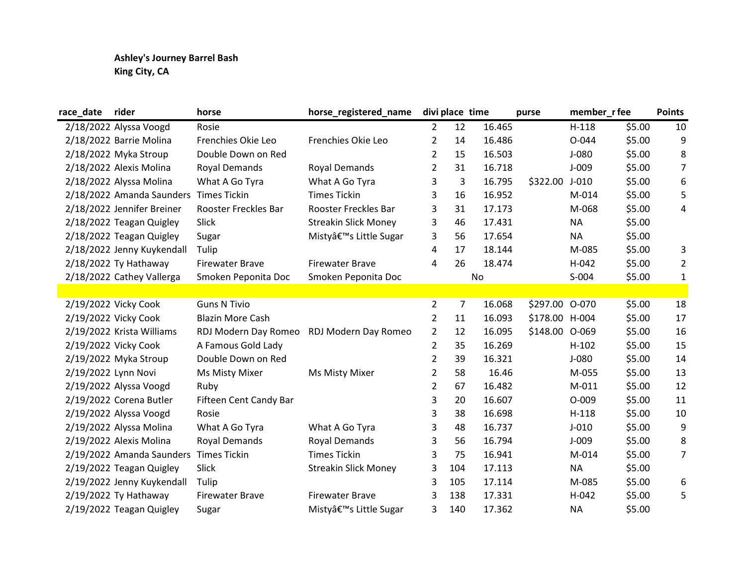**Ashley's Journey Barrel Bash**
**King City, CA**

| race_date | rider | horse | horse_registered_name | divi | place | time | purse | member_r | fee | Points |
|---|---|---|---|---|---|---|---|---|---|---|
| 2/18/2022 | Alyssa Voogd | Rosie | | 2 | 12 | 16.465 | | H-118 | $5.00 | 10 |
| 2/18/2022 | Barrie Molina | Frenchies Okie Leo | Frenchies Okie Leo | 2 | 14 | 16.486 | | O-044 | $5.00 | 9 |
| 2/18/2022 | Myka Stroup | Double Down on Red | | 2 | 15 | 16.503 | | J-080 | $5.00 | 8 |
| 2/18/2022 | Alexis Molina | Royal Demands | Royal Demands | 2 | 31 | 16.718 | | J-009 | $5.00 | 7 |
| 2/18/2022 | Alyssa Molina | What A Go Tyra | What A Go Tyra | 3 | 3 | 16.795 | $322.00 | J-010 | $5.00 | 6 |
| 2/18/2022 | Amanda Saunders | Times Tickin | Times Tickin | 3 | 16 | 16.952 | | M-014 | $5.00 | 5 |
| 2/18/2022 | Jennifer Breiner | Rooster Freckles Bar | Rooster Freckles Bar | 3 | 31 | 17.173 | | M-068 | $5.00 | 4 |
| 2/18/2022 | Teagan Quigley | Slick | Streakin Slick Money | 3 | 46 | 17.431 | | NA | $5.00 | |
| 2/18/2022 | Teagan Quigley | Sugar | Mistyâ€™s Little Sugar | 3 | 56 | 17.654 | | NA | $5.00 | |
| 2/18/2022 | Jenny Kuykendall | Tulip | | 4 | 17 | 18.144 | | M-085 | $5.00 | 3 |
| 2/18/2022 | Ty Hathaway | Firewater Brave | Firewater Brave | 4 | 26 | 18.474 | | H-042 | $5.00 | 2 |
| 2/18/2022 | Cathey Vallerga | Smoken Peponita Doc | Smoken Peponita Doc | | | No | | S-004 | $5.00 | 1 |
| | | | | | | | | | | |
| 2/19/2022 | Vicky Cook | Guns N Tivio | | 2 | 7 | 16.068 | $297.00 | O-070 | $5.00 | 18 |
| 2/19/2022 | Vicky Cook | Blazin More Cash | | 2 | 11 | 16.093 | $178.00 | H-004 | $5.00 | 17 |
| 2/19/2022 | Krista Williams | RDJ Modern Day Romeo | RDJ Modern Day Romeo | 2 | 12 | 16.095 | $148.00 | O-069 | $5.00 | 16 |
| 2/19/2022 | Vicky Cook | A Famous Gold Lady | | 2 | 35 | 16.269 | | H-102 | $5.00 | 15 |
| 2/19/2022 | Myka Stroup | Double Down on Red | | 2 | 39 | 16.321 | | J-080 | $5.00 | 14 |
| 2/19/2022 | Lynn Novi | Ms Misty Mixer | Ms Misty Mixer | 2 | 58 | 16.46 | | M-055 | $5.00 | 13 |
| 2/19/2022 | Alyssa Voogd | Ruby | | 2 | 67 | 16.482 | | M-011 | $5.00 | 12 |
| 2/19/2022 | Corena Butler | Fifteen Cent Candy Bar | | 3 | 20 | 16.607 | | O-009 | $5.00 | 11 |
| 2/19/2022 | Alyssa Voogd | Rosie | | 3 | 38 | 16.698 | | H-118 | $5.00 | 10 |
| 2/19/2022 | Alyssa Molina | What A Go Tyra | What A Go Tyra | 3 | 48 | 16.737 | | J-010 | $5.00 | 9 |
| 2/19/2022 | Alexis Molina | Royal Demands | Royal Demands | 3 | 56 | 16.794 | | J-009 | $5.00 | 8 |
| 2/19/2022 | Amanda Saunders | Times Tickin | Times Tickin | 3 | 75 | 16.941 | | M-014 | $5.00 | 7 |
| 2/19/2022 | Teagan Quigley | Slick | Streakin Slick Money | 3 | 104 | 17.113 | | NA | $5.00 | |
| 2/19/2022 | Jenny Kuykendall | Tulip | | 3 | 105 | 17.114 | | M-085 | $5.00 | 6 |
| 2/19/2022 | Ty Hathaway | Firewater Brave | Firewater Brave | 3 | 138 | 17.331 | | H-042 | $5.00 | 5 |
| 2/19/2022 | Teagan Quigley | Sugar | Mistyâ€™s Little Sugar | 3 | 140 | 17.362 | | NA | $5.00 | |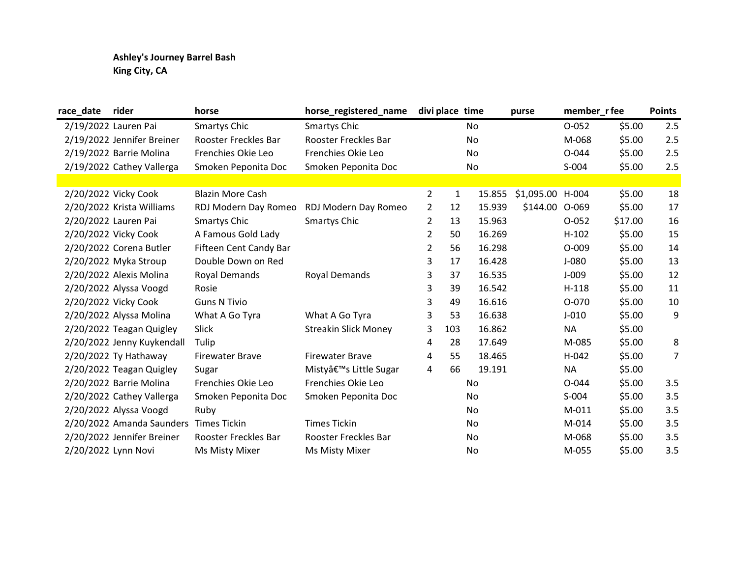**Ashley's Journey Barrel Bash**
**King City, CA**

| race_date | rider | horse | horse_registered_name | divi | place | time | purse | member_r | fee | Points |
|---|---|---|---|---|---|---|---|---|---|---|
| 2/19/2022 | Lauren Pai | Smartys Chic | Smartys Chic | | | No | | O-052 | $5.00 | 2.5 |
| 2/19/2022 | Jennifer Breiner | Rooster Freckles Bar | Rooster Freckles Bar | | | No | | M-068 | $5.00 | 2.5 |
| 2/19/2022 | Barrie Molina | Frenchies Okie Leo | Frenchies Okie Leo | | | No | | O-044 | $5.00 | 2.5 |
| 2/19/2022 | Cathey Vallerga | Smoken Peponita Doc | Smoken Peponita Doc | | | No | | S-004 | $5.00 | 2.5 |
| | | | | | | | | | | |
| 2/20/2022 | Vicky Cook | Blazin More Cash | | 2 | 1 | 15.855 | $1,095.00 | H-004 | $5.00 | 18 |
| 2/20/2022 | Krista Williams | RDJ Modern Day Romeo | RDJ Modern Day Romeo | 2 | 12 | 15.939 | $144.00 | O-069 | $5.00 | 17 |
| 2/20/2022 | Lauren Pai | Smartys Chic | Smartys Chic | 2 | 13 | 15.963 | | O-052 | $17.00 | 16 |
| 2/20/2022 | Vicky Cook | A Famous Gold Lady | | 2 | 50 | 16.269 | | H-102 | $5.00 | 15 |
| 2/20/2022 | Corena Butler | Fifteen Cent Candy Bar | | 2 | 56 | 16.298 | | O-009 | $5.00 | 14 |
| 2/20/2022 | Myka Stroup | Double Down on Red | | 3 | 17 | 16.428 | | J-080 | $5.00 | 13 |
| 2/20/2022 | Alexis Molina | Royal Demands | Royal Demands | 3 | 37 | 16.535 | | J-009 | $5.00 | 12 |
| 2/20/2022 | Alyssa Voogd | Rosie | | 3 | 39 | 16.542 | | H-118 | $5.00 | 11 |
| 2/20/2022 | Vicky Cook | Guns N Tivio | | 3 | 49 | 16.616 | | O-070 | $5.00 | 10 |
| 2/20/2022 | Alyssa Molina | What A Go Tyra | What A Go Tyra | 3 | 53 | 16.638 | | J-010 | $5.00 | 9 |
| 2/20/2022 | Teagan Quigley | Slick | Streakin Slick Money | 3 | 103 | 16.862 | | NA | $5.00 | |
| 2/20/2022 | Jenny Kuykendall | Tulip | | 4 | 28 | 17.649 | | M-085 | $5.00 | 8 |
| 2/20/2022 | Ty Hathaway | Firewater Brave | Firewater Brave | 4 | 55 | 18.465 | | H-042 | $5.00 | 7 |
| 2/20/2022 | Teagan Quigley | Sugar | Mistyâ€™s Little Sugar | 4 | 66 | 19.191 | | NA | $5.00 | |
| 2/20/2022 | Barrie Molina | Frenchies Okie Leo | Frenchies Okie Leo | | | No | | O-044 | $5.00 | 3.5 |
| 2/20/2022 | Cathey Vallerga | Smoken Peponita Doc | Smoken Peponita Doc | | | No | | S-004 | $5.00 | 3.5 |
| 2/20/2022 | Alyssa Voogd | Ruby | | | | No | | M-011 | $5.00 | 3.5 |
| 2/20/2022 | Amanda Saunders | Times Tickin | Times Tickin | | | No | | M-014 | $5.00 | 3.5 |
| 2/20/2022 | Jennifer Breiner | Rooster Freckles Bar | Rooster Freckles Bar | | | No | | M-068 | $5.00 | 3.5 |
| 2/20/2022 | Lynn Novi | Ms Misty Mixer | Ms Misty Mixer | | | No | | M-055 | $5.00 | 3.5 |